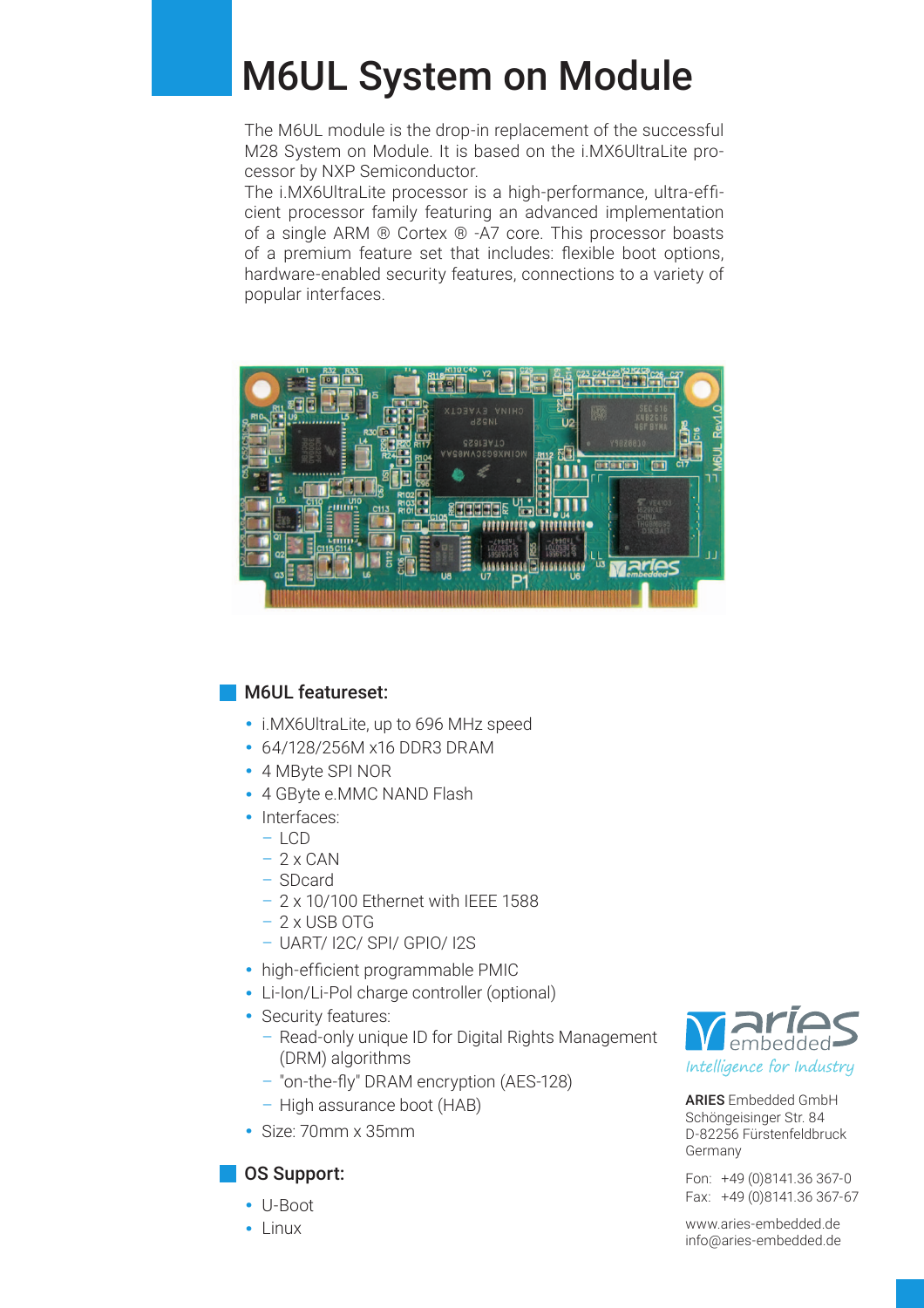# M6UL System on Module

The M6UL module is the drop-in replacement of the successful M28 System on Module. It is based on the i.MX6UltraLite processor by NXP Semiconductor.
The i.MX6UltraLite processor is a high-performance, ultra-efficient processor family featuring an advanced implementation of a single ARM ® Cortex ® -A7 core. This processor boasts of a premium feature set that includes: flexible boot options, hardware-enabled security features, connections to a variety of popular interfaces.

## M6UL featureset:

- i.MX6UltraLite, up to 696 MHz speed
- 64/128/256M x16 DDR3 DRAM
- 4 MByte SPI NOR
- 4 GByte e.MMC NAND Flash
- Interfaces:
  - LCD
  - 2 x CAN
  - SDcard
  - 2 x 10/100 Ethernet with IEEE 1588
  - 2 x USB OTG
  - UART/ I2C/ SPI/ GPIO/ I2S
- high-efficient programmable PMIC
- Li-Ion/Li-Pol charge controller (optional)
- Security features:
  - Read-only unique ID for Digital Rights Management (DRM) algorithms
  - "on-the-fly" DRAM encryption (AES-128)
  - High assurance boot (HAB)
- Size: 70mm x 35mm

## OS Support:

- U-Boot
- Linux

aries embedded
*Intelligence for Industry*

**ARIES** Embedded GmbH
Schöngeisinger Str. 84
D-82256 Fürstenfeldbruck
Germany

Fon: +49 (0)8141.36 367-0
Fax: +49 (0)8141.36 367-67

www.aries-embedded.de
info@aries-embedded.de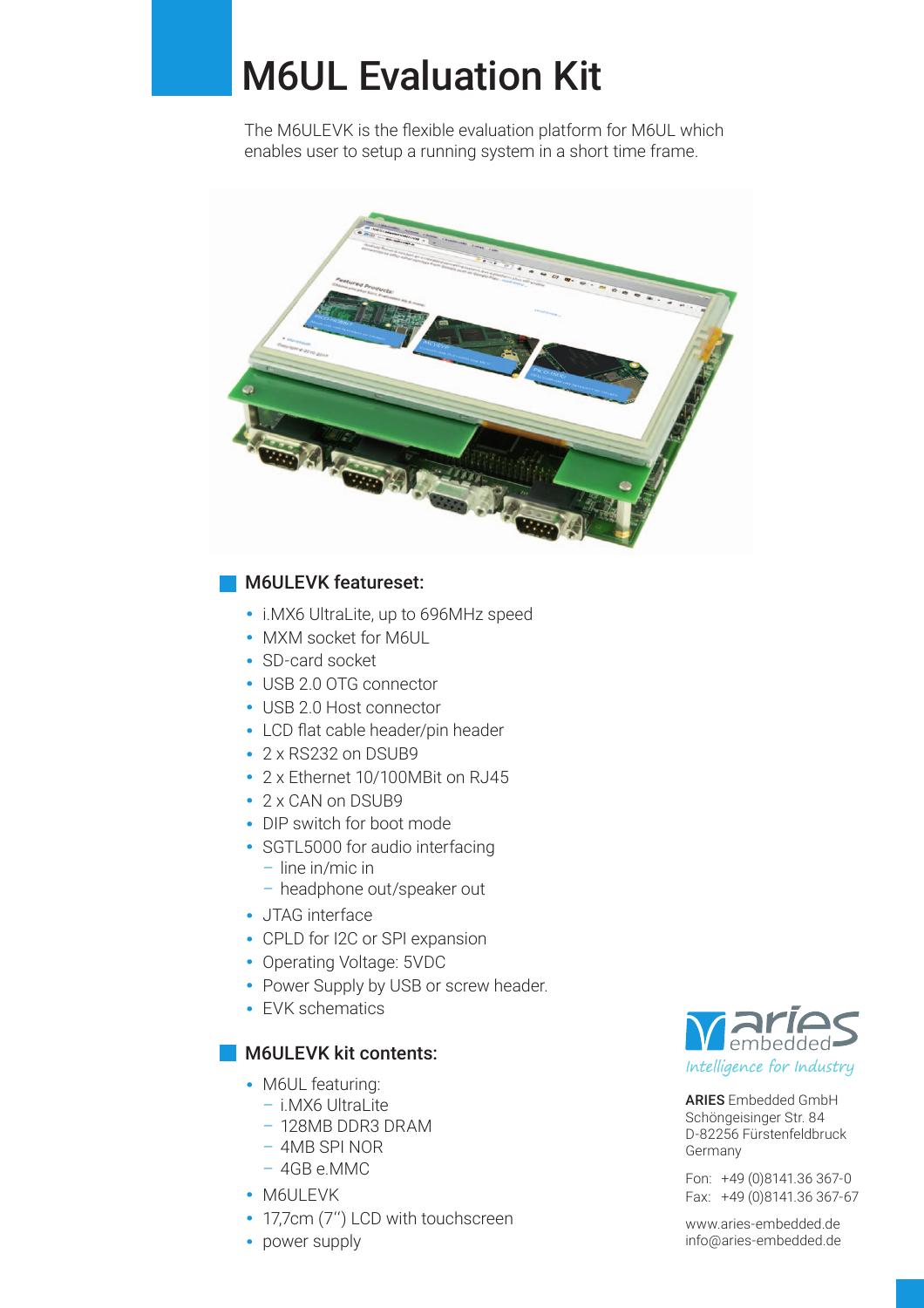# M6UL Evaluation Kit

The M6ULEVK is the flexible evaluation platform for M6UL which enables user to setup a running system in a short time frame.

## M6ULEVK featureset:

- i.MX6 UltraLite, up to 696MHz speed
- MXM socket for M6UL
- SD-card socket
- USB 2.0 OTG connector
- USB 2.0 Host connector
- LCD flat cable header/pin header
- 2 x RS232 on DSUB9
- 2 x Ethernet 10/100MBit on RJ45
- 2 x CAN on DSUB9
- DIP switch for boot mode
- SGTL5000 for audio interfacing
  - line in/mic in
  - headphone out/speaker out
- JTAG interface
- CPLD for I2C or SPI expansion
- Operating Voltage: 5VDC
- Power Supply by USB or screw header.
- EVK schematics

## M6ULEVK kit contents:

- M6UL featuring:
  - i.MX6 UltraLite
  - 128MB DDR3 DRAM
  - 4MB SPI NOR
  - 4GB e.MMC
- M6ULEVK
- 17,7cm (7'') LCD with touchscreen
- power supply

aries embedded
*Intelligence for Industry*

**ARIES** Embedded GmbH
Schöngeisinger Str. 84
D-82256 Fürstenfeldbruck
Germany

Fon: +49 (0)8141.36 367-0
Fax: +49 (0)8141.36 367-67

www.aries-embedded.de
info@aries-embedded.de